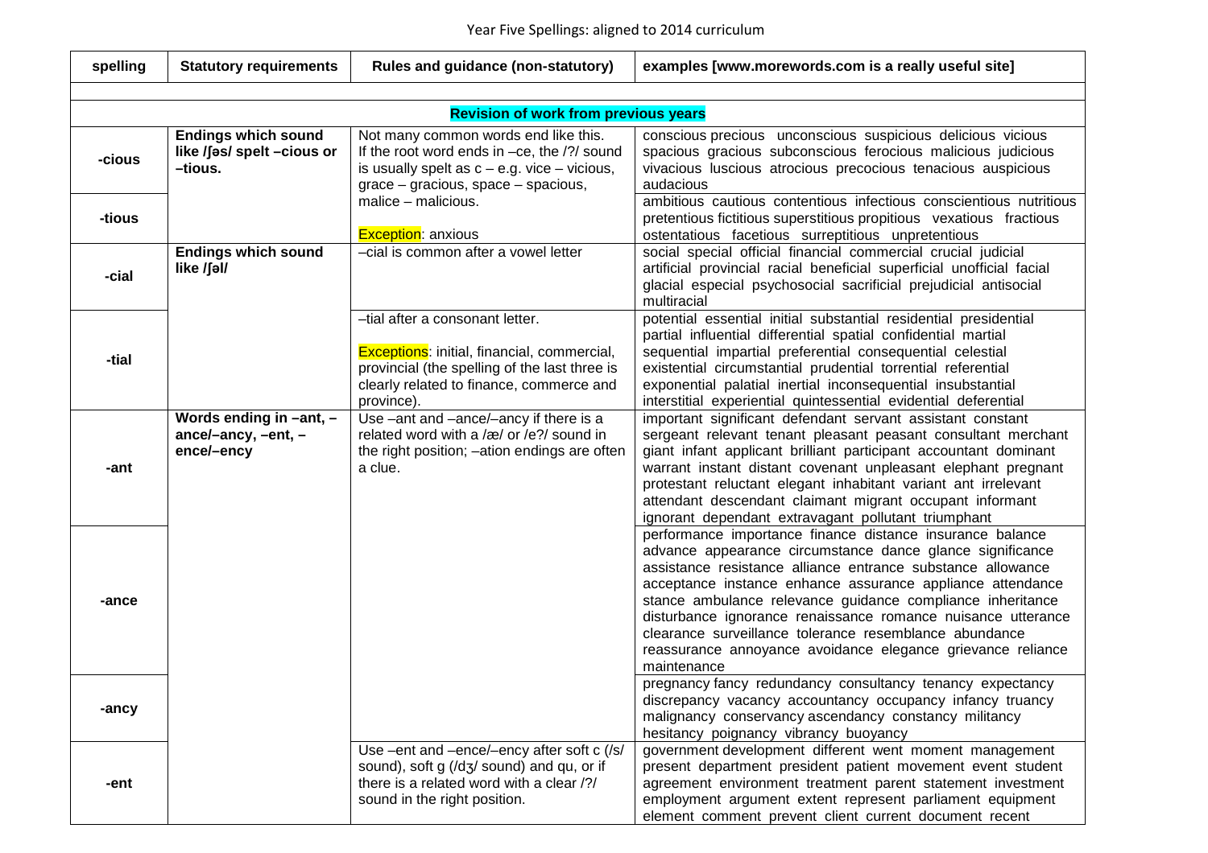Year Five Spellings: aligned to 2014 curriculum

| spelling | Statutory requirements | Rules and guidance (non-statutory) | examples [www.morewords.com is a really useful site] |
|---|---|---|---|
| | | | |
| **Revision of work from previous years** | | | |
| -cious | Endings which sound like /ʃəs/ spelt –cious or –tious. | Not many common words end like this. If the root word ends in –ce, the /?/ sound is usually spelt as c – e.g. vice – vicious, grace – gracious, space – spacious, malice – malicious. | conscious precious unconscious suspicious delicious vicious spacious gracious subconscious ferocious malicious judicious vivacious luscious atrocious precocious tenacious auspicious audacious |
| -tious | | Exception: anxious | ambitious cautious contentious infectious conscientious nutritious pretentious fictitious superstitious propitious vexatious fractious ostentatious facetious surreptitious unpretentious |
| -cial | Endings which sound like /ʃəl/ | –cial is common after a vowel letter | social special official financial commercial crucial judicial artificial provincial racial beneficial superficial unofficial facial glacial especial psychosocial sacrificial prejudicial antisocial multiracial |
| -tial | | –tial after a consonant letter.<br><br>Exceptions: initial, financial, commercial, provincial (the spelling of the last three is clearly related to finance, commerce and province). | potential essential initial substantial residential presidential partial influential differential spatial confidential martial sequential impartial preferential consequential celestial existential circumstantial prudential torrential referential exponential palatial inertial inconsequential insubstantial interstitial experiential quintessential evidential deferential |
| -ant | Words ending in –ant, –ance/–ancy, –ent, –ence/–ency | Use –ant and –ance/–ancy if there is a related word with a /æ/ or /e?/ sound in the right position; –ation endings are often a clue. | important significant defendant servant assistant constant sergeant relevant tenant pleasant peasant consultant merchant giant infant applicant brilliant participant accountant dominant warrant instant distant covenant unpleasant elephant pregnant protestant reluctant elegant inhabitant variant ant irrelevant attendant descendant claimant migrant occupant informant ignorant dependant extravagant pollutant triumphant |
| -ance | | | performance importance finance distance insurance balance advance appearance circumstance dance glance significance assistance resistance alliance entrance substance allowance acceptance instance enhance assurance appliance attendance stance ambulance relevance guidance compliance inheritance disturbance ignorance renaissance romance nuisance utterance clearance surveillance tolerance resemblance abundance reassurance annoyance avoidance elegance grievance reliance maintenance |
| -ancy | | | pregnancy fancy redundancy consultancy tenancy expectancy discrepancy vacancy accountancy occupancy infancy truancy malignancy conservancy ascendancy constancy militancy hesitancy poignancy vibrancy buoyancy |
| -ent | | Use –ent and –ence/–ency after soft c (/s/ sound), soft g (/dʒ/ sound) and qu, or if there is a related word with a clear /?/ sound in the right position. | government development different went moment management present department president patient movement event student agreement environment treatment parent statement investment employment argument extent represent parliament equipment element comment prevent client current document recent |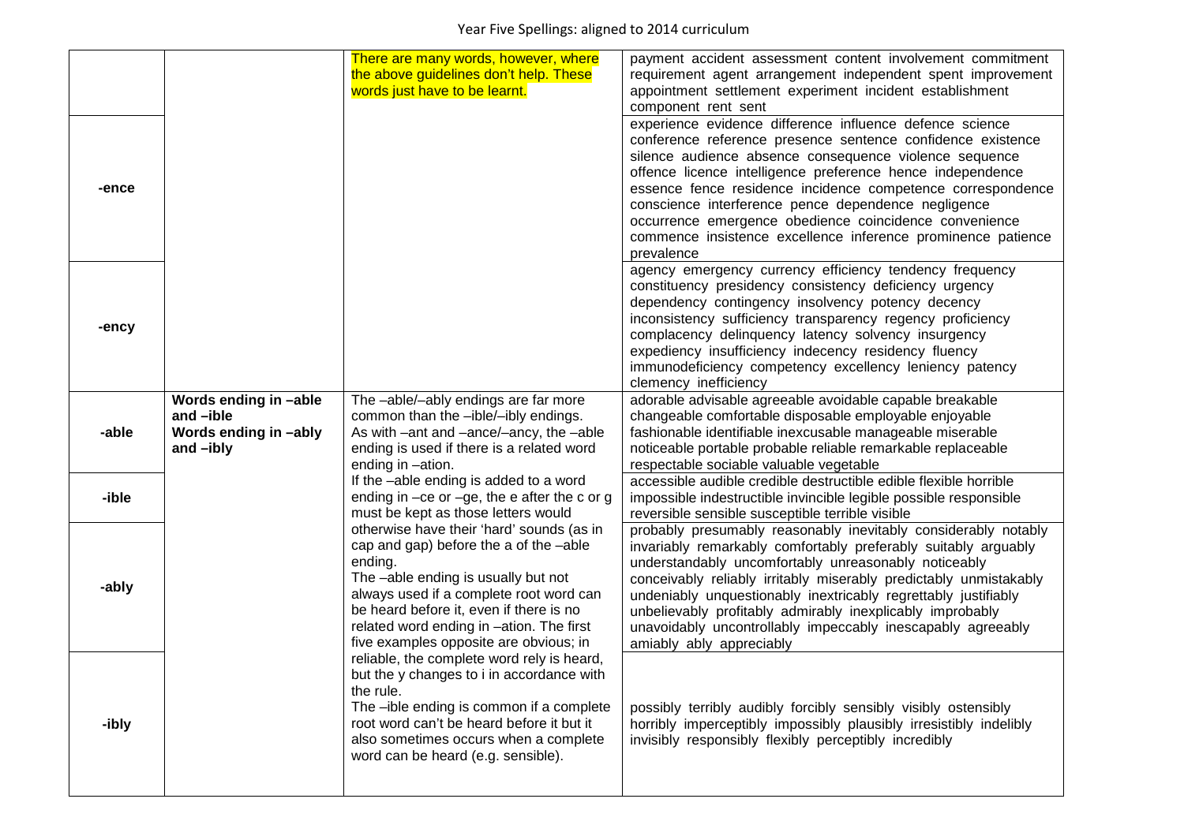| | | | |
|---|---|---|---|
| | | There are many words, however, where the above guidelines don't help. These words just have to be learnt. | payment accident assessment content involvement commitment requirement agent arrangement independent spent improvement appointment settlement experiment incident establishment component rent sent |
| **-ence** | | | experience evidence difference influence defence science conference reference presence sentence confidence existence silence audience absence consequence violence sequence offence licence intelligence preference hence independence essence fence residence incidence competence correspondence conscience interference pence dependence negligence occurrence emergence obedience coincidence convenience commence insistence excellence inference prominence patience prevalence |
| **-ency** | | | agency emergency currency efficiency tendency frequency constituency presidency consistency deficiency urgency dependency contingency insolvency potency decency inconsistency sufficiency transparency regency proficiency complacency delinquency latency solvency insurgency expediency insufficiency indecency residency fluency immunodeficiency competency excellency leniency patency clemency inefficiency |
| **-able** | **Words ending in –able and –ible**<br>**Words ending in –ably and –ibly** | The –able/–ably endings are far more common than the –ible/–ibly endings.<br>As with –ant and –ance/–ancy, the –able ending is used if there is a related word ending in –ation.<br>If the –able ending is added to a word ending in –ce or –ge, the e after the c or g must be kept as those letters would otherwise have their 'hard' sounds (as in cap and gap) before the a of the –able ending.<br>The –able ending is usually but not always used if a complete root word can be heard before it, even if there is no related word ending in –ation. The first five examples opposite are obvious; in reliable, the complete word rely is heard, but the y changes to i in accordance with the rule.<br>The –ible ending is common if a complete root word can't be heard before it but it also sometimes occurs when a complete word can be heard (e.g. sensible). | adorable advisable agreeable avoidable capable breakable changeable comfortable disposable employable enjoyable fashionable identifiable inexcusable manageable miserable noticeable portable probable reliable remarkable replaceable respectable sociable valuable vegetable |
| **-ible** | | | accessible audible credible destructible edible flexible horrible impossible indestructible invincible legible possible responsible reversible sensible susceptible terrible visible |
| **-ably** | | | probably presumably reasonably inevitably considerably notably invariably remarkably comfortably preferably suitably arguably understandably uncomfortably unreasonably noticeably conceivably reliably irritably miserably predictably unmistakably undeniably unquestionably inextricably regrettably justifiably unbelievably profitably admirably inexplicably improbably unavoidably uncontrollably impeccably inescapably agreeably amiably ably appreciably |
| **-ibly** | | | possibly terribly audibly forcibly sensibly visibly ostensibly horribly imperceptibly impossibly plausibly irresistibly indelibly invisibly responsibly flexibly perceptibly incredibly |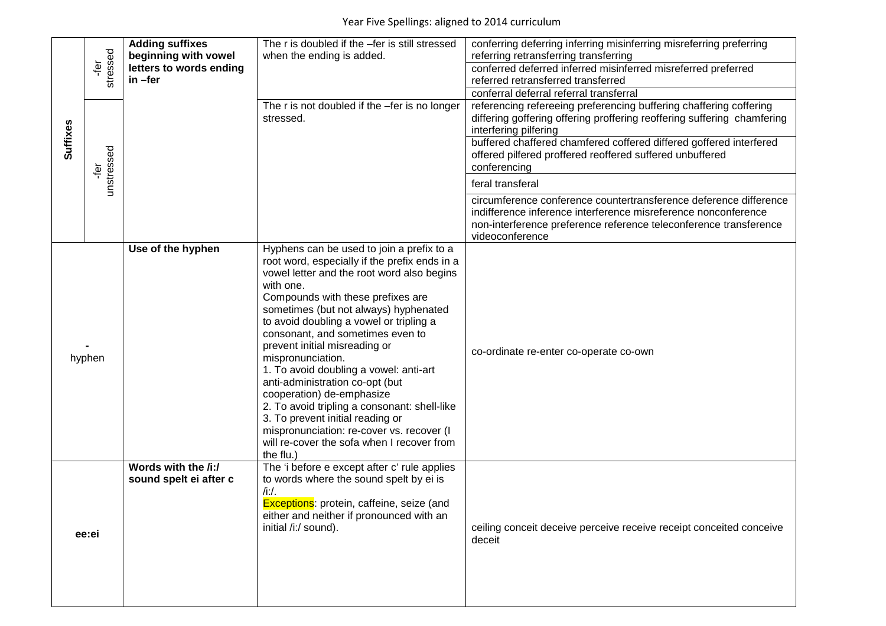Year Five Spellings: aligned to 2014 curriculum

| | | | | |
|---|---|---|---|---|
| Suffixes | -fer stressed | **Adding suffixes beginning with vowel letters to words ending in –fer** | The r is doubled if the –fer is still stressed when the ending is added. | conferring deferring inferring misinferring misreferring preferring referring retransferring transferring |
| | | | | conferred deferred inferred misinferred misreferred preferred referred retransferred transferred |
| | | | | conferral deferral referral transferral |
| | -fer unstressed | | The r is not doubled if the –fer is no longer stressed. | referencing refereeing preferencing buffering chaffering coffering differing goffering offering proffering reoffering suffering chamfering interfering pilfering |
| | | | | buffered chaffered chamfered coffered differed goffered interfered offered pilfered proffered reoffered suffered unbuffered conferencing |
| | | | | feral transferal |
| | | | | circumference conference countertransference deference difference indifference inference interference misreference nonconference non-interference preference reference teleconference transference videoconference |
| - hyphen | | **Use of the hyphen** | Hyphens can be used to join a prefix to a root word, especially if the prefix ends in a vowel letter and the root word also begins with one.<br>Compounds with these prefixes are sometimes (but not always) hyphenated to avoid doubling a vowel or tripling a consonant, and sometimes even to prevent initial misreading or mispronunciation.<br>1. To avoid doubling a vowel: anti-art anti-administration co-opt (but cooperation) de-emphasize<br>2. To avoid tripling a consonant: shell-like<br>3. To prevent initial reading or mispronunciation: re-cover vs. recover (I will re-cover the sofa when I recover from the flu.) | co-ordinate re-enter co-operate co-own |
| **ee:ei** | | **Words with the /i:/ sound spelt ei after c** | The 'i before e except after c' rule applies to words where the sound spelt by ei is /i:/.<br>Exceptions: protein, caffeine, seize (and either and neither if pronounced with an initial /i:/ sound). | ceiling conceit deceive perceive receive receipt conceited conceive deceit |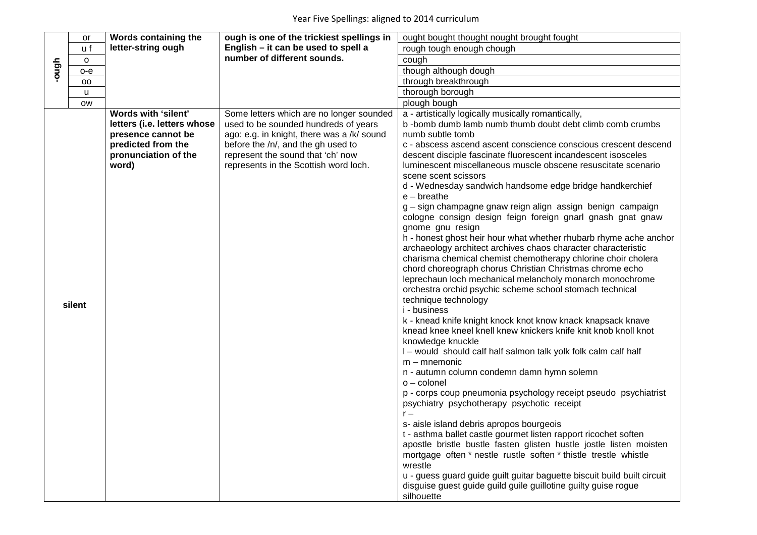Year Five Spellings: aligned to 2014 curriculum

| | | | | |
|---|---|---|---|---|
| -ough | or | **Words containing the letter-string ough** | **ough is one of the trickiest spellings in English – it can be used to spell a number of different sounds.** | ought bought thought nought brought fought |
| | u f | | | rough tough enough chough |
| | o | | | cough |
| | o-e | | | though although dough |
| | oo | | | through breakthrough |
| | u | | | thorough borough |
| | ow | | | plough bough |
| silent | | **Words with 'silent' letters (i.e. letters whose presence cannot be predicted from the pronunciation of the word)** | Some letters which are no longer sounded used to be sounded hundreds of years ago: e.g. in knight, there was a /k/ sound before the /n/, and the gh used to represent the sound that 'ch' now represents in the Scottish word loch. | a - artistically logically musically romantically,<br>b -bomb dumb lamb numb thumb doubt debt climb comb crumbs numb subtle tomb<br>c - abscess ascend ascent conscience conscious crescent descend descent disciple fascinate fluorescent incandescent isosceles luminescent miscellaneous muscle obscene resuscitate scenario scene scent scissors<br>d - Wednesday sandwich handsome edge bridge handkerchief<br>e – breathe<br>g – sign champagne gnaw reign align assign benign campaign cologne consign design feign foreign gnarl gnash gnat gnaw gnome gnu resign<br>h - honest ghost heir hour what whether rhubarb rhyme ache anchor archaeology architect archives chaos character characteristic charisma chemical chemist chemotherapy chlorine choir cholera chord choreograph chorus Christian Christmas chrome echo leprechaun loch mechanical melancholy monarch monochrome orchestra orchid psychic scheme school stomach technical technique technology<br>i - business<br>k - knead knife knight knock knot know knack knapsack knave knead knee kneel knell knew knickers knife knit knob knoll knot knowledge knuckle<br>l – would should calf half salmon talk yolk folk calm calf half<br>m – mnemonic<br>n - autumn column condemn damn hymn solemn<br>o – colonel<br>p - corps coup pneumonia psychology receipt pseudo psychiatrist psychiatry psychotherapy psychotic receipt<br>r –<br>s- aisle island debris apropos bourgeois<br>t - asthma ballet castle gourmet listen rapport ricochet soften apostle bristle bustle fasten glisten hustle jostle listen moisten mortgage often * nestle rustle soften * thistle trestle whistle wrestle<br>u - guess guard guide guilt guitar baguette biscuit build built circuit disguise guest guide guild guile guillotine guilty guise rogue silhouette |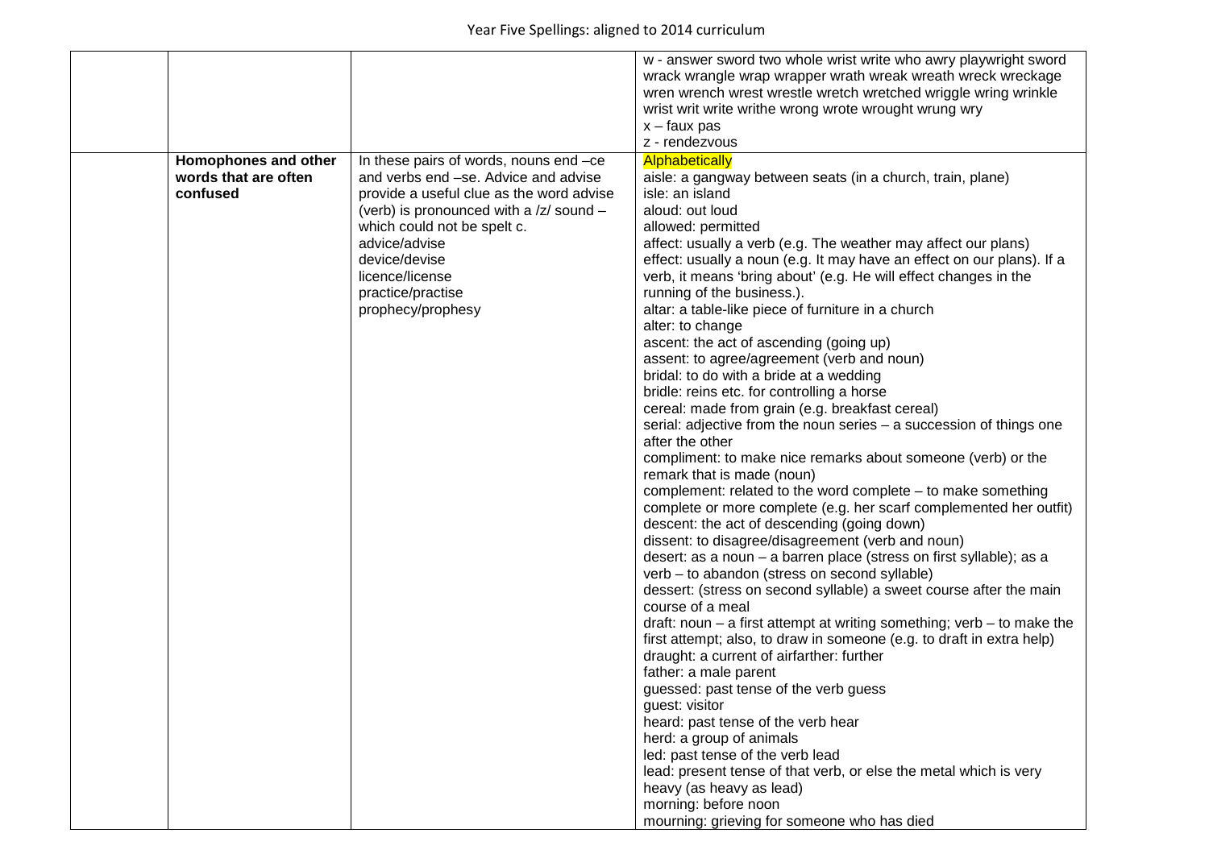| | | | |
|---|---|---|---|
| | | | w - answer sword two whole wrist write who awry playwright sword wrack wrangle wrap wrapper wrath wreak wreath wreck wreckage wren wrench wrest wrestle wretch wretched wriggle wring wrinkle wrist writ write writhe wrong wrote wrought wrung wry<br>x – faux pas<br>z - rendezvous |
| | **Homophones and other words that are often confused** | In these pairs of words, nouns end –ce and verbs end –se. Advice and advise provide a useful clue as the word advise (verb) is pronounced with a /z/ sound – which could not be spelt c.<br>advice/advise<br>device/devise<br>licence/license<br>practice/practise<br>prophecy/prophesy | Alphabetically<br>aisle: a gangway between seats (in a church, train, plane)<br>isle: an island<br>aloud: out loud<br>allowed: permitted<br>affect: usually a verb (e.g. The weather may affect our plans)<br>effect: usually a noun (e.g. It may have an effect on our plans). If a verb, it means 'bring about' (e.g. He will effect changes in the running of the business.).<br>altar: a table-like piece of furniture in a church<br>alter: to change<br>ascent: the act of ascending (going up)<br>assent: to agree/agreement (verb and noun)<br>bridal: to do with a bride at a wedding<br>bridle: reins etc. for controlling a horse<br>cereal: made from grain (e.g. breakfast cereal)<br>serial: adjective from the noun series – a succession of things one after the other<br>compliment: to make nice remarks about someone (verb) or the remark that is made (noun)<br>complement: related to the word complete – to make something complete or more complete (e.g. her scarf complemented her outfit)<br>descent: the act of descending (going down)<br>dissent: to disagree/disagreement (verb and noun)<br>desert: as a noun – a barren place (stress on first syllable); as a verb – to abandon (stress on second syllable)<br>dessert: (stress on second syllable) a sweet course after the main course of a meal<br>draft: noun – a first attempt at writing something; verb – to make the first attempt; also, to draw in someone (e.g. to draft in extra help)<br>draught: a current of airfarther: further<br>father: a male parent<br>guessed: past tense of the verb guess<br>guest: visitor<br>heard: past tense of the verb hear<br>herd: a group of animals<br>led: past tense of the verb lead<br>lead: present tense of that verb, or else the metal which is very heavy (as heavy as lead)<br>morning: before noon<br>mourning: grieving for someone who has died |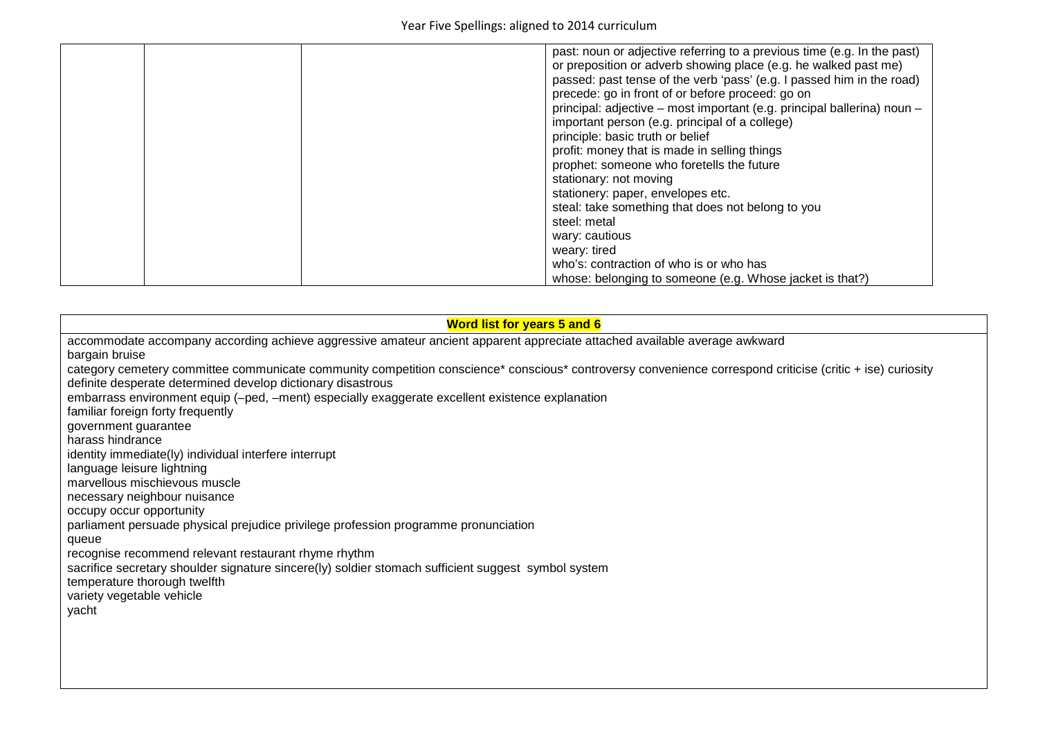| | | | |
|---|---|---|---|
| | | | past: noun or adjective referring to a previous time (e.g. In the past) or preposition or adverb showing place (e.g. he walked past me)<br>passed: past tense of the verb 'pass' (e.g. I passed him in the road)<br>precede: go in front of or before proceed: go on<br>principal: adjective – most important (e.g. principal ballerina) noun – important person (e.g. principal of a college)<br>principle: basic truth or belief<br>profit: money that is made in selling things<br>prophet: someone who foretells the future<br>stationary: not moving<br>stationery: paper, envelopes etc.<br>steal: take something that does not belong to you<br>steel: metal<br>wary: cautious<br>weary: tired<br>who's: contraction of who is or who has<br>whose: belonging to someone (e.g. Whose jacket is that?) |

| **Word list for years 5 and 6** |
|---|
| accommodate accompany according achieve aggressive amateur ancient apparent appreciate attached available average awkward<br>bargain bruise<br>category cemetery committee communicate community competition conscience* conscious* controversy convenience correspond criticise (critic + ise) curiosity<br>definite desperate determined develop dictionary disastrous<br>embarrass environment equip (–ped, –ment) especially exaggerate excellent existence explanation<br>familiar foreign forty frequently<br>government guarantee<br>harass hindrance<br>identity immediate(ly) individual interfere interrupt<br>language leisure lightning<br>marvellous mischievous muscle<br>necessary neighbour nuisance<br>occupy occur opportunity<br>parliament persuade physical prejudice privilege profession programme pronunciation<br>queue<br>recognise recommend relevant restaurant rhyme rhythm<br>sacrifice secretary shoulder signature sincere(ly) soldier stomach sufficient suggest symbol system<br>temperature thorough twelfth<br>variety vegetable vehicle<br>yacht |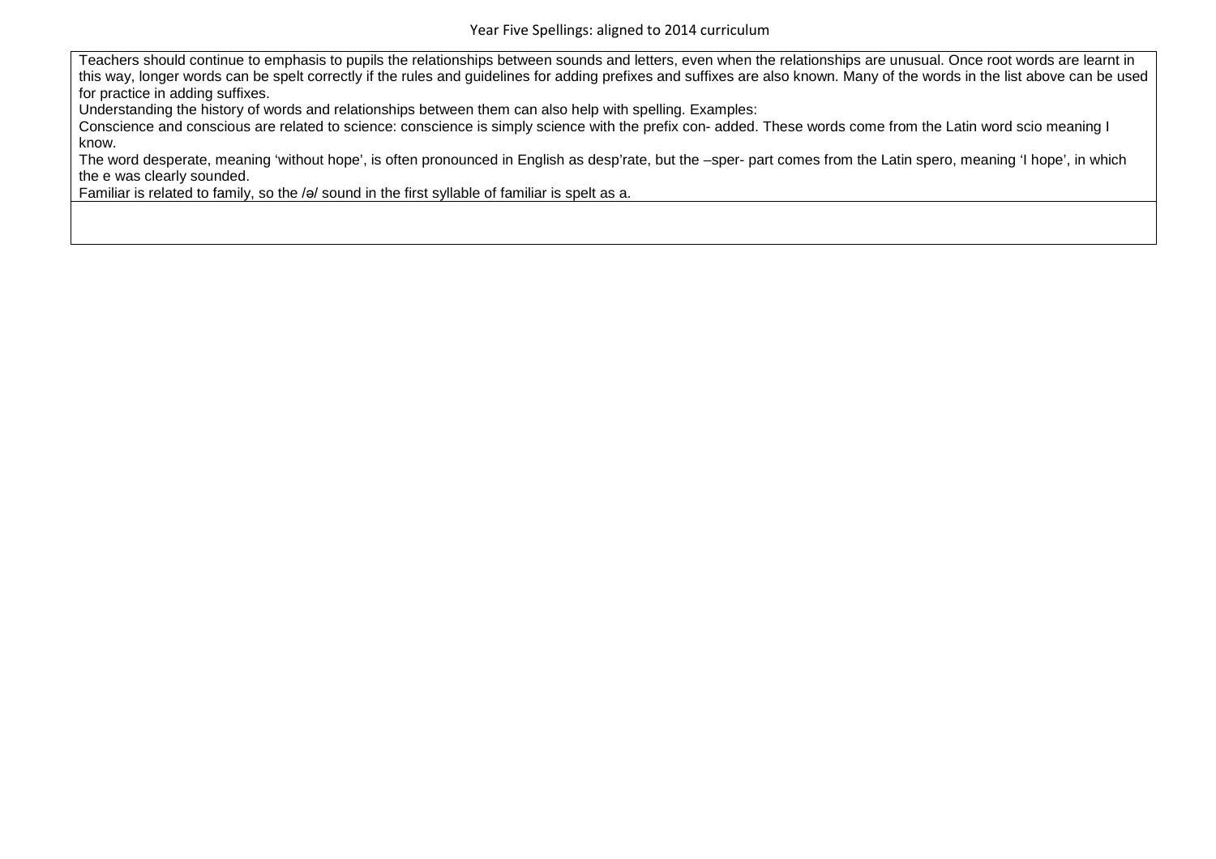Teachers should continue to emphasis to pupils the relationships between sounds and letters, even when the relationships are unusual. Once root words are learnt in this way, longer words can be spelt correctly if the rules and guidelines for adding prefixes and suffixes are also known. Many of the words in the list above can be used for practice in adding suffixes.

Understanding the history of words and relationships between them can also help with spelling. Examples:

Conscience and conscious are related to science: conscience is simply science with the prefix con- added. These words come from the Latin word scio meaning I know.

The word desperate, meaning ‘without hope’, is often pronounced in English as desp’rate, but the –sper- part comes from the Latin spero, meaning ‘I hope’, in which the e was clearly sounded.

Familiar is related to family, so the /ə/ sound in the first syllable of familiar is spelt as a.